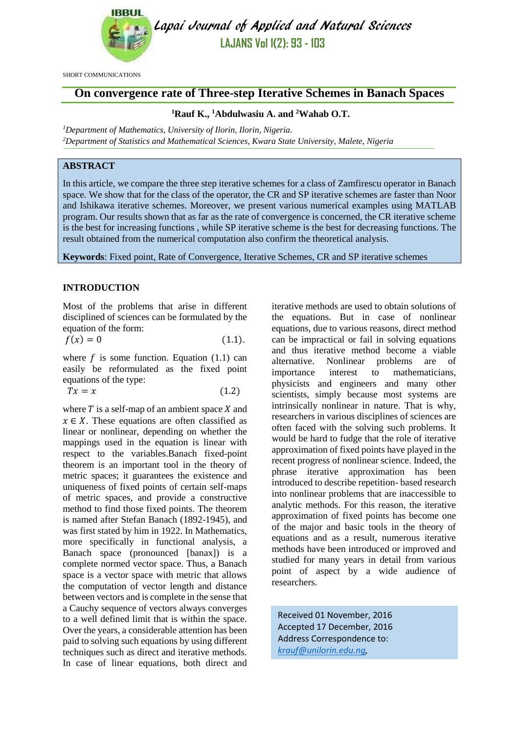SHORT COMMUNICATIONS

# On convergence rate of Three-step Iterative Schemes in Banach Spaces

**[1]Rauf K., [1]Abdulwasiu A. and [2]Wahab O.T.**

*[1]Department of Mathematics, University of Ilorin, Ilorin, Nigeria.*
*[2]Department of Statistics and Mathematical Sciences, Kwara State University, Malete, Nigeria*

## ABSTRACT

In this article, we compare the three step iterative schemes for a class of Zamfirescu operator in Banach space. We show that for the class of the operator, the CR and SP iterative schemes are faster than Noor and Ishikawa iterative schemes. Moreover, we present various numerical examples using MATLAB program. Our results shown that as far as the rate of convergence is concerned, the CR iterative scheme is the best for increasing functions , while SP iterative scheme is the best for decreasing functions. The result obtained from the numerical computation also confirm the theoretical analysis.

**Keywords**: Fixed point, Rate of Convergence, Iterative Schemes, CR and SP iterative schemes

## INTRODUCTION

Most of the problems that arise in different disciplined of sciences can be formulated by the equation of the form:

$$f(x) = 0 \qquad (1.1).$$

where $f$ is some function. Equation (1.1) can easily be reformulated as the fixed point equations of the type:

$$Tx = x \qquad (1.2)$$

where $T$ is a self-map of an ambient space $X$ and $x \in X$. These equations are often classified as linear or nonlinear, depending on whether the mappings used in the equation is linear with respect to the variables.Banach fixed-point theorem is an important tool in the theory of metric spaces; it guarantees the existence and uniqueness of fixed points of certain self-maps of metric spaces, and provide a constructive method to find those fixed points. The theorem is named after Stefan Banach (1892-1945), and was first stated by him in 1922. In Mathematics, more specifically in functional analysis, a Banach space (pronounced [banax]) is a complete normed vector space. Thus, a Banach space is a vector space with metric that allows the computation of vector length and distance between vectors and is complete in the sense that a Cauchy sequence of vectors always converges to a well defined limit that is within the space. Over the years, a considerable attention has been paid to solving such equations by using different techniques such as direct and iterative methods. In case of linear equations, both direct and iterative methods are used to obtain solutions of the equations. But in case of nonlinear equations, due to various reasons, direct method can be impractical or fail in solving equations and thus iterative method become a viable alternative. Nonlinear problems are of importance interest to mathematicians, physicists and engineers and many other scientists, simply because most systems are intrinsically nonlinear in nature. That is why, researchers in various disciplines of sciences are often faced with the solving such problems. It would be hard to fudge that the role of iterative approximation of fixed points have played in the recent progress of nonlinear science. Indeed, the phrase iterative approximation has been introduced to describe repetition- based research into nonlinear problems that are inaccessible to analytic methods. For this reason, the iterative approximation of fixed points has become one of the major and basic tools in the theory of equations and as a result, numerous iterative methods have been introduced or improved and studied for many years in detail from various point of aspect by a wide audience of researchers.

Received 01 November, 2016
Accepted 17 December, 2016
Address Correspondence to:
*krauf@unilorin.edu.ng*,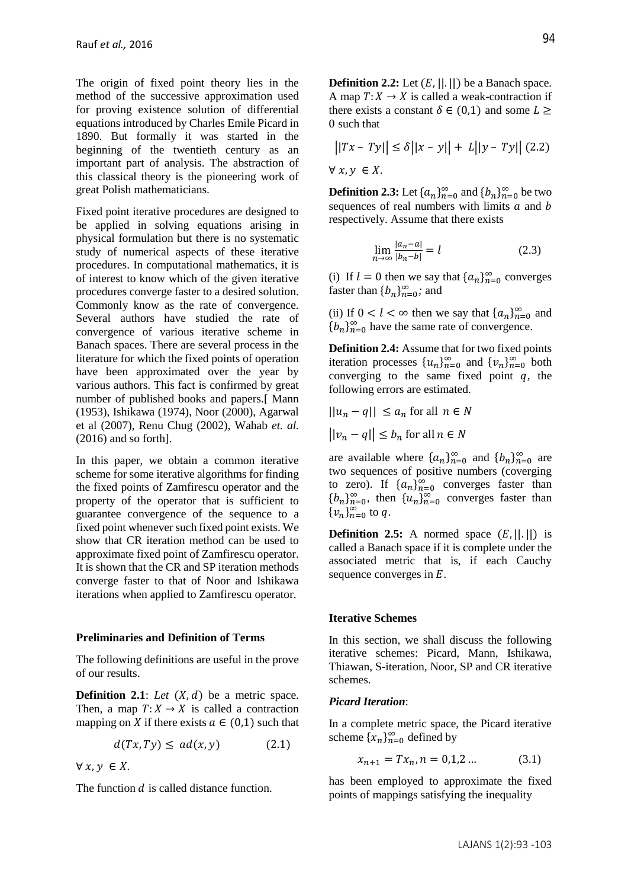The origin of fixed point theory lies in the method of the successive approximation used for proving existence solution of differential equations introduced by Charles Emile Picard in 1890. But formally it was started in the beginning of the twentieth century as an important part of analysis. The abstraction of this classical theory is the pioneering work of great Polish mathematicians.

Fixed point iterative procedures are designed to be applied in solving equations arising in physical formulation but there is no systematic study of numerical aspects of these iterative procedures. In computational mathematics, it is of interest to know which of the given iterative procedures converge faster to a desired solution. Commonly know as the rate of convergence. Several authors have studied the rate of convergence of various iterative scheme in Banach spaces. There are several process in the literature for which the fixed points of operation have been approximated over the year by various authors. This fact is confirmed by great number of published books and papers.[ Mann (1953), Ishikawa (1974), Noor (2000), Agarwal et al (2007), Renu Chug (2002), Wahab *et. al.* (2016) and so forth].

In this paper, we obtain a common iterative scheme for some iterative algorithms for finding the fixed points of Zamfirescu operator and the property of the operator that is sufficient to guarantee convergence of the sequence to a fixed point whenever such fixed point exists. We show that CR iteration method can be used to approximate fixed point of Zamfirescu operator. It is shown that the CR and SP iteration methods converge faster to that of Noor and Ishikawa iterations when applied to Zamfirescu operator.

## Preliminaries and Definition of Terms

The following definitions are useful in the prove of our results.

**Definition 2.1**: *Let* $(X, d)$ be a metric space. Then, a map $T: X \to X$ is called a contraction mapping on $X$ if there exists $a \in (0,1)$ such that

$$d(Tx, Ty) \leq ad(x, y) \qquad (2.1)$$

$\forall\, x, y \in X$.

The function $d$ is called distance function.

**Definition 2.2:** Let $(E, ||.||)$ be a Banach space. A map $T: X \to X$ is called a weak-contraction if there exists a constant $\delta \in (0,1)$ and some $L \geq 0$ such that

$$||Tx - Ty|| \leq \delta||x - y|| + L||y - Ty|| \quad (2.2)$$

$\forall\, x, y \in X$.

**Definition 2.3:** Let $\{a_n\}_{n=0}^{\infty}$ and $\{b_n\}_{n=0}^{\infty}$ be two sequences of real numbers with limits $a$ and $b$ respectively. Assume that there exists

$$\lim_{n\to\infty} \frac{|a_n - a|}{|b_n - b|} = l \qquad (2.3)$$

(i) If $l = 0$ then we say that $\{a_n\}_{n=0}^{\infty}$ converges faster than $\{b_n\}_{n=0}^{\infty}$; and

(ii) If $0 < l < \infty$ then we say that $\{a_n\}_{n=0}^{\infty}$ and $\{b_n\}_{n=0}^{\infty}$ have the same rate of convergence.

**Definition 2.4:** Assume that for two fixed points iteration processes $\{u_n\}_{n=0}^{\infty}$ and $\{v_n\}_{n=0}^{\infty}$ both converging to the same fixed point $q$, the following errors are estimated.

$||u_n - q|| \leq a_n$ for all $n \in N$

$||v_n - q|| \leq b_n$ for all $n \in N$

are available where $\{a_n\}_{n=0}^{\infty}$ and $\{b_n\}_{n=0}^{\infty}$ are two sequences of positive numbers (coverging to zero). If $\{a_n\}_{n=0}^{\infty}$ converges faster than $\{b_n\}_{n=0}^{\infty}$, then $\{u_n\}_{n=0}^{\infty}$ converges faster than $\{v_n\}_{n=0}^{\infty}$ to $q$.

**Definition 2.5:** A normed space $(E, ||.||)$ is called a Banach space if it is complete under the associated metric that is, if each Cauchy sequence converges in $E$.

## Iterative Schemes

In this section, we shall discuss the following iterative schemes: Picard, Mann, Ishikawa, Thiawan, S-iteration, Noor, SP and CR iterative schemes.

### *Picard Iteration*:

In a complete metric space, the Picard iterative scheme $\{x_n\}_{n=0}^{\infty}$ defined by

$$x_{n+1} = Tx_n, n = 0,1,2 \ldots \qquad (3.1)$$

has been employed to approximate the fixed points of mappings satisfying the inequality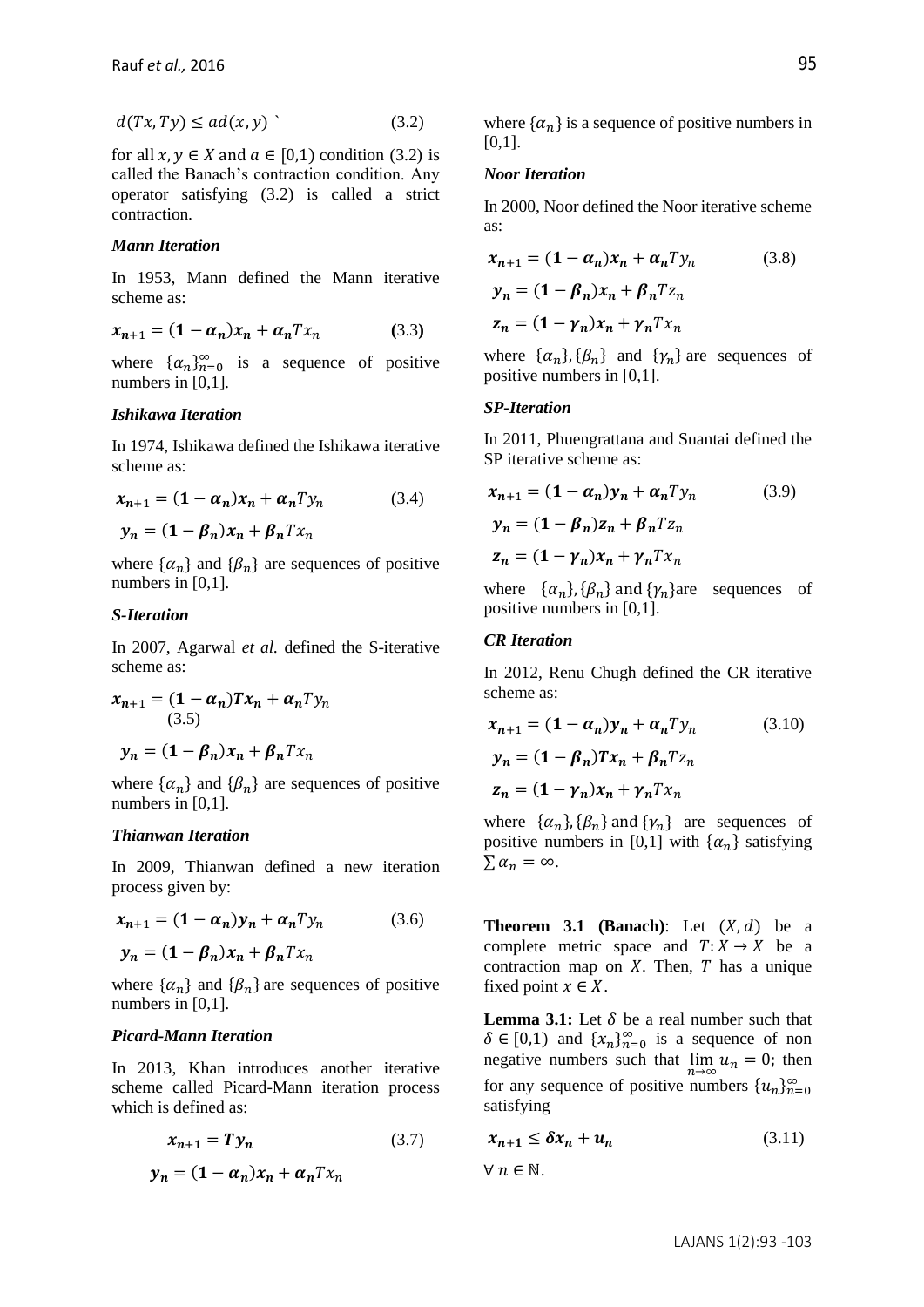$$d(Tx, Ty) \leq ad(x, y) \text{ `} \tag{3.2}$$

for all $x, y \in X$ and $a \in [0,1)$ condition (3.2) is called the Banach's contraction condition. Any operator satisfying (3.2) is called a strict contraction.

### *Mann Iteration*

In 1953, Mann defined the Mann iterative scheme as:

$$\boldsymbol{x_{n+1} = (1 - \alpha_n)x_n + \alpha_n} Tx_n \tag{3.3}$$

where $\{\alpha_n\}_{n=0}^{\infty}$ is a sequence of positive numbers in [0,1].

### *Ishikawa Iteration*

In 1974, Ishikawa defined the Ishikawa iterative scheme as:

$$\boldsymbol{x_{n+1} = (1 - \alpha_n)x_n + \alpha_n} Ty_n \tag{3.4}$$

$$\boldsymbol{y_n = (1 - \beta_n)x_n + \beta_n} Tx_n$$

where $\{\alpha_n\}$ and $\{\beta_n\}$ are sequences of positive numbers in [0,1].

### *S-Iteration*

In 2007, Agarwal *et al.* defined the S-iterative scheme as:

$$\boldsymbol{x_{n+1} = (1 - \alpha_n)Tx_n + \alpha_n} Ty_n \tag{3.5}$$

$$\boldsymbol{y_n = (1 - \beta_n)x_n + \beta_n} Tx_n$$

where $\{\alpha_n\}$ and $\{\beta_n\}$ are sequences of positive numbers in [0,1].

### *Thianwan Iteration*

In 2009, Thianwan defined a new iteration process given by:

$$\boldsymbol{x_{n+1} = (1 - \alpha_n)y_n + \alpha_n} Ty_n \tag{3.6}$$

$$\boldsymbol{y_n = (1 - \beta_n)x_n + \beta_n} Tx_n$$

where $\{\alpha_n\}$ and $\{\beta_n\}$ are sequences of positive numbers in [0,1].

### *Picard-Mann Iteration*

In 2013, Khan introduces another iterative scheme called Picard-Mann iteration process which is defined as:

$$\boldsymbol{x_{n+1} = Ty_n} \tag{3.7}$$

$$\boldsymbol{y_n = (1 - \alpha_n)x_n + \alpha_n} Tx_n$$

where $\{\alpha_n\}$ is a sequence of positive numbers in [0,1].

### *Noor Iteration*

In 2000, Noor defined the Noor iterative scheme as:

$$\boldsymbol{x_{n+1} = (1 - \alpha_n)x_n + \alpha_n} Ty_n \tag{3.8}$$

$$\boldsymbol{y_n = (1 - \beta_n)x_n + \beta_n} Tz_n$$

$$\boldsymbol{z_n = (1 - \gamma_n)x_n + \gamma_n} Tx_n$$

where $\{\alpha_n\}, \{\beta_n\}$ and $\{\gamma_n\}$ are sequences of positive numbers in [0,1].

### *SP-Iteration*

In 2011, Phuengrattana and Suantai defined the SP iterative scheme as:

$$\boldsymbol{x_{n+1} = (1 - \alpha_n)y_n + \alpha_n} Ty_n \tag{3.9}$$

$$\boldsymbol{y_n = (1 - \beta_n)z_n + \beta_n} Tz_n$$

$$\boldsymbol{z_n = (1 - \gamma_n)x_n + \gamma_n} Tx_n$$

where $\{\alpha_n\}, \{\beta_n\}$ and $\{\gamma_n\}$are sequences of positive numbers in [0,1].

### *CR Iteration*

In 2012, Renu Chugh defined the CR iterative scheme as:

$$\boldsymbol{x_{n+1} = (1 - \alpha_n)y_n + \alpha_n} Ty_n \tag{3.10}$$

$$\boldsymbol{y_n = (1 - \beta_n)Tx_n + \beta_n} Tz_n$$

$$\boldsymbol{z_n = (1 - \gamma_n)x_n + \gamma_n} Tx_n$$

where $\{\alpha_n\}, \{\beta_n\}$ and $\{\gamma_n\}$ are sequences of positive numbers in [0,1] with $\{\alpha_n\}$ satisfying $\sum \alpha_n = \infty$.

**Theorem 3.1 (Banach)**: Let $(X, d)$ be a complete metric space and $T: X \to X$ be a contraction map on $X$. Then, $T$ has a unique fixed point $x \in X$.

**Lemma 3.1:** Let $\delta$ be a real number such that $\delta \in [0,1)$ and $\{x_n\}_{n=0}^{\infty}$ is a sequence of non negative numbers such that $\lim_{n \to \infty} u_n = 0$; then for any sequence of positive numbers $\{u_n\}_{n=0}^{\infty}$ satisfying

$$\boldsymbol{x_{n+1} \leq \delta x_n + u_n} \tag{3.11}$$

$\forall\, n \in \mathbb{N}$.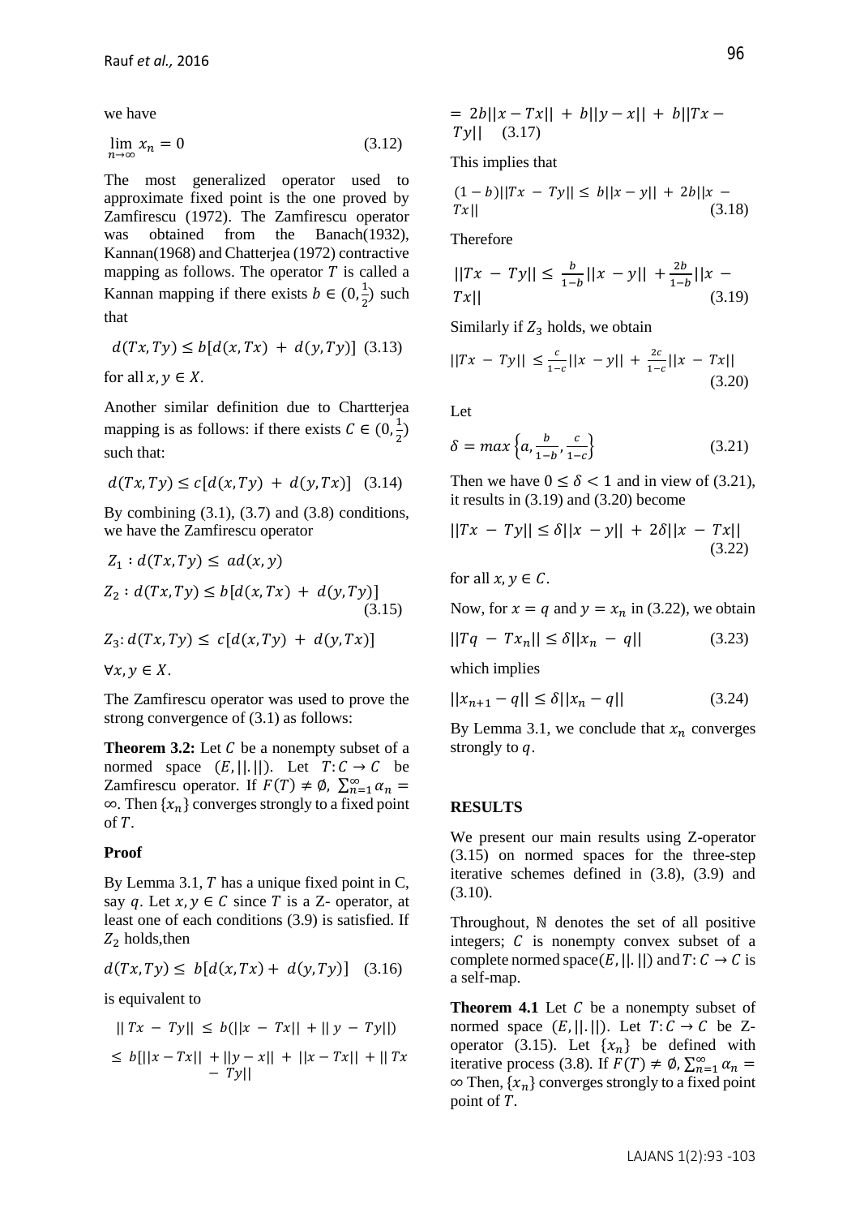we have

$$\lim_{n\to\infty} x_n = 0 \tag{3.12}$$

The most generalized operator used to approximate fixed point is the one proved by Zamfirescu (1972). The Zamfirescu operator was obtained from the Banach(1932), Kannan(1968) and Chatterjea (1972) contractive mapping as follows. The operator $T$ is called a Kannan mapping if there exists $b \in (0, \frac{1}{2})$ such that

$$d(Tx, Ty) \le b[d(x, Tx) + d(y, Ty)] \tag{3.13}$$

for all $x, y \in X$.

Another similar definition due to Chartterjea mapping is as follows: if there exists $C \in (0, \frac{1}{2})$ such that:

$$d(Tx, Ty) \le c[d(x, Ty) + d(y, Tx)] \tag{3.14}$$

By combining (3.1), (3.7) and (3.8) conditions, we have the Zamfirescu operator

$$Z_1 : d(Tx, Ty) \le ad(x, y)$$

$$Z_2 : d(Tx, Ty) \le b[d(x, Tx) + d(y, Ty)] \tag{3.15}$$

$$Z_3 : d(Tx, Ty) \le c[d(x, Ty) + d(y, Tx)]$$

$\forall x, y \in X$.

The Zamfirescu operator was used to prove the strong convergence of (3.1) as follows:

**Theorem 3.2:** Let $C$ be a nonempty subset of a normed space $(E, ||.||)$. Let $T: C \to C$ be Zamfirescu operator. If $F(T) \ne \emptyset$, $\sum_{n=1}^{\infty} \alpha_n = \infty$. Then $\{x_n\}$ converges strongly to a fixed point of $T$.

**Proof**

By Lemma 3.1, $T$ has a unique fixed point in C, say $q$. Let $x, y \in C$ since $T$ is a Z- operator, at least one of each conditions (3.9) is satisfied. If $Z_2$ holds,then

$$d(Tx, Ty) \le b[d(x, Tx) + d(y, Ty)] \tag{3.16}$$

is equivalent to

$$|| Tx - Ty|| \le b(||x - Tx|| + || y - Ty||)$$

$$\le b[||x - Tx|| + ||y - x|| + ||x - Tx|| + || Tx - Ty||$$

$$= 2b||x - Tx|| + b||y - x|| + b||Tx - Ty|| \tag{3.17}$$

This implies that

$$(1 - b)||Tx - Ty|| \le b||x - y|| + 2b||x - Tx|| \tag{3.18}$$

Therefore

$$||Tx - Ty|| \le \frac{b}{1-b}||x - y|| + \frac{2b}{1-b}||x - Tx|| \tag{3.19}$$

Similarly if $Z_3$ holds, we obtain

$$||Tx - Ty|| \le \frac{c}{1-c}||x - y|| + \frac{2c}{1-c}||x - Tx|| \tag{3.20}$$

Let

$$\delta = max\left\{a, \frac{b}{1-b}, \frac{c}{1-c}\right\} \tag{3.21}$$

Then we have $0 \le \delta < 1$ and in view of (3.21), it results in (3.19) and (3.20) become

$$||Tx - Ty|| \le \delta||x - y|| + 2\delta||x - Tx|| \tag{3.22}$$

for all $x, y \in C$.

Now, for $x = q$ and $y = x_n$ in (3.22), we obtain

$$||Tq - Tx_n|| \le \delta||x_n - q|| \tag{3.23}$$

which implies

$$||x_{n+1} - q|| \le \delta||x_n - q|| \tag{3.24}$$

By Lemma 3.1, we conclude that $x_n$ converges strongly to $q$.

## RESULTS

We present our main results using Z-operator (3.15) on normed spaces for the three-step iterative schemes defined in (3.8), (3.9) and (3.10).

Throughout, ℕ denotes the set of all positive integers; $C$ is nonempty convex subset of a complete normed space$(E, ||.||)$ and $T: C \to C$ is a self-map.

**Theorem 4.1** Let $C$ be a nonempty subset of normed space $(E, ||.||)$. Let $T: C \to C$ be Z-operator (3.15). Let $\{x_n\}$ be defined with iterative process (3.8). If $F(T) \ne \emptyset$, $\sum_{n=1}^{\infty} \alpha_n = \infty$ Then, $\{x_n\}$ converges strongly to a fixed point point of $T$.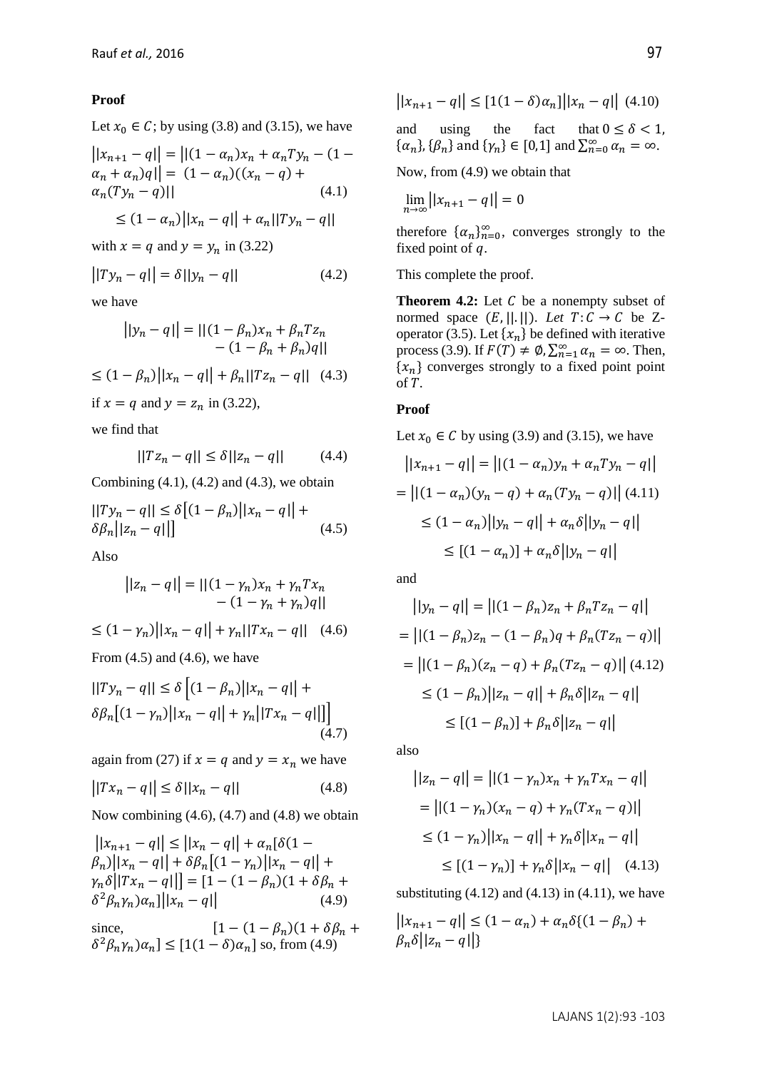**Proof**

Let $x_0 \in C$; by using (3.8) and (3.15), we have

$$\|x_{n+1} - q\| = \|(1-\alpha_n)x_n + \alpha_n T y_n - (1 - \alpha_n + \alpha_n)q\| = (1-\alpha_n)((x_n - q) + \alpha_n(Ty_n - q)\| \quad (4.1)$$

$$\leq (1-\alpha_n)\|x_n - q\| + \alpha_n\|Ty_n - q\|$$

with $x = q$ and $y = y_n$ in (3.22)

$$\|Ty_n - q\| = \delta\|y_n - q\| \quad (4.2)$$

we have

$$\|y_n - q\| = \|(1-\beta_n)x_n + \beta_n T z_n - (1 - \beta_n + \beta_n)q\|$$

$$\leq (1-\beta_n)\|x_n - q\| + \beta_n\|Tz_n - q\| \quad (4.3)$$

if $x = q$ and $y = z_n$ in (3.22),

we find that

$$\|Tz_n - q\| \leq \delta\|z_n - q\| \quad (4.4)$$

Combining (4.1), (4.2) and (4.3), we obtain

$$\|Ty_n - q\| \leq \delta\left[(1-\beta_n)\|x_n - q\| + \delta\beta_n\|z_n - q\|\right] \quad (4.5)$$

Also

$$\|z_n - q\| = \|(1-\gamma_n)x_n + \gamma_n T x_n - (1 - \gamma_n + \gamma_n)q\|$$

$$\leq (1-\gamma_n)\|x_n - q\| + \gamma_n\|Tx_n - q\| \quad (4.6)$$

From (4.5) and (4.6), we have

$$\|Ty_n - q\| \leq \delta\left[(1-\beta_n)\|x_n - q\| + \delta\beta_n\left[(1-\gamma_n)\|x_n - q\| + \gamma_n\|Tx_n - q\|\right]\right] \quad (4.7)$$

again from (27) if $x = q$ and $y = x_n$ we have

$$\|Tx_n - q\| \leq \delta\|x_n - q\| \quad (4.8)$$

Now combining (4.6), (4.7) and (4.8) we obtain

$$\|x_{n+1} - q\| \leq \|x_n - q\| + \alpha_n[\delta(1-\beta_n)\|x_n - q\| + \delta\beta_n[(1-\gamma_n)\|x_n - q\| + \gamma_n\delta\|Tx_n - q\|] = [1 - (1-\beta_n)(1 + \delta\beta_n + \delta^2\beta_n\gamma_n)\alpha_n]\|x_n - q\| \quad (4.9)$$

since, $[1 - (1-\beta_n)(1 + \delta\beta_n + \delta^2\beta_n\gamma_n)\alpha_n] \leq [1(1-\delta)\alpha_n]$ so, from (4.9)

$$\|x_{n+1} - q\| \leq [1(1-\delta)\alpha_n]\|x_n - q\| \quad (4.10)$$

and using the fact that $0 \leq \delta < 1$, $\{\alpha_n\}, \{\beta_n\}$ and $\{\gamma_n\} \in [0,1]$ and $\sum_{n=0}^{\infty} \alpha_n = \infty$.

Now, from (4.9) we obtain that

$$\lim_{n\to\infty}\|x_{n+1} - q\| = 0$$

therefore $\{\alpha_n\}_{n=0}^{\infty}$, converges strongly to the fixed point of $q$.

This complete the proof.

**Theorem 4.2:** Let $C$ be a nonempty subset of normed space $(E, \|.\|)$. *Let* $T: C \to C$ be Z-operator (3.5). Let $\{x_n\}$ be defined with iterative process (3.9). If $F(T) \neq \emptyset, \sum_{n=1}^{\infty} \alpha_n = \infty$. Then, $\{x_n\}$ converges strongly to a fixed point point of $T$.

**Proof**

Let $x_0 \in C$ by using (3.9) and (3.15), we have

$$\|x_{n+1} - q\| = \|(1-\alpha_n)y_n + \alpha_n T y_n - q\|$$

$$= \|(1-\alpha_n)(y_n - q) + \alpha_n(Ty_n - q)\| \quad (4.11)$$

$$\leq (1-\alpha_n)\|y_n - q\| + \alpha_n\delta\|y_n - q\|$$

$$\leq [(1-\alpha_n)] + \alpha_n\delta\|y_n - q\|$$

and

$$\|y_n - q\| = \|(1-\beta_n)z_n + \beta_n T z_n - q\|$$

$$= \|(1-\beta_n)z_n - (1-\beta_n)q + \beta_n(Tz_n - q)\|$$

$$= \|(1-\beta_n)(z_n - q) + \beta_n(Tz_n - q)\| \quad (4.12)$$

$$\leq (1-\beta_n)\|z_n - q\| + \beta_n\delta\|z_n - q\|$$

$$\leq [(1-\beta_n)] + \beta_n\delta\|z_n - q\|$$

also

$$\|z_n - q\| = \|(1-\gamma_n)x_n + \gamma_n T x_n - q\|$$

$$= \|(1-\gamma_n)(x_n - q) + \gamma_n(Tx_n - q)\|$$

$$\leq (1-\gamma_n)\|x_n - q\| + \gamma_n\delta\|x_n - q\|$$

$$\leq [(1-\gamma_n)] + \gamma_n\delta\|x_n - q\| \quad (4.13)$$

substituting (4.12) and (4.13) in (4.11), we have

$$\|x_{n+1} - q\| \leq (1-\alpha_n) + \alpha_n\delta\{(1-\beta_n) + \beta_n\delta\|z_n - q\|\}$$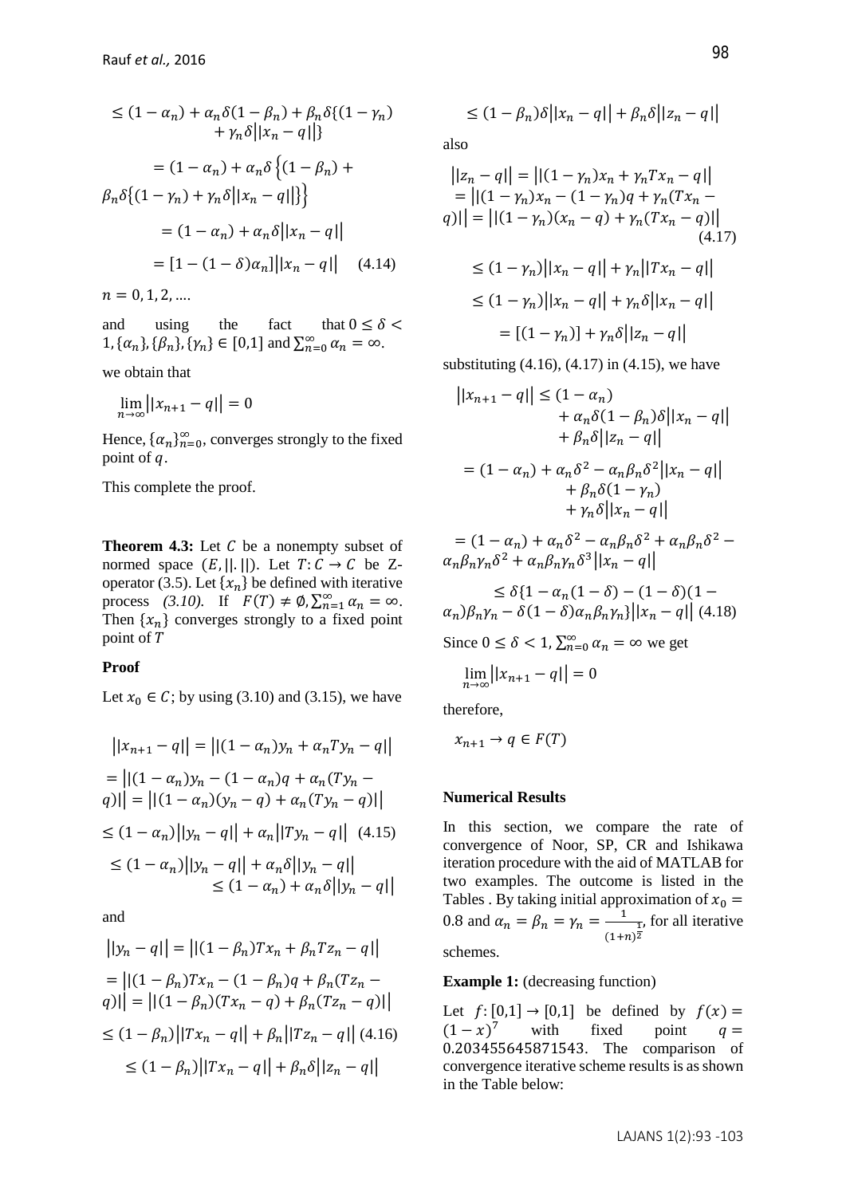$$\leq (1-\alpha_n) + \alpha_n\delta(1-\beta_n) + \beta_n\delta\{(1-\gamma_n) + \gamma_n\delta||x_n - q||\}$$

$$= (1-\alpha_n) + \alpha_n\delta\left\{(1-\beta_n) + \beta_n\delta\{(1-\gamma_n) + \gamma_n\delta||x_n - q||\}\right\}$$

$$= (1-\alpha_n) + \alpha_n\delta||x_n - q||$$

$$= [1-(1-\delta)\alpha_n]||x_n - q|| \quad (4.14)$$

$n = 0, 1, 2, ....$

and using the fact that $0 \leq \delta < 1, \{\alpha_n\}, \{\beta_n\}, \{\gamma_n\} \in [0,1]$ and $\sum_{n=0}^{\infty} \alpha_n = \infty$.

we obtain that

$$\lim_{n\to\infty} ||x_{n+1} - q|| = 0$$

Hence, $\{\alpha_n\}_{n=0}^{\infty}$, converges strongly to the fixed point of $q$.

This complete the proof.

**Theorem 4.3:** Let $C$ be a nonempty subset of normed space $(E, ||.||)$. Let $T: C \to C$ be Z-operator (3.5). Let $\{x_n\}$ be defined with iterative process *(3.10)*. If $F(T) \neq \emptyset, \sum_{n=1}^{\infty} \alpha_n = \infty$. Then $\{x_n\}$ converges strongly to a fixed point point of $T$

**Proof**

Let $x_0 \in C$; by using (3.10) and (3.15), we have

$$||x_{n+1} - q|| = ||(1-\alpha_n)y_n + \alpha_n Ty_n - q||$$

$$= ||(1-\alpha_n)y_n - (1-\alpha_n)q + \alpha_n(Ty_n - q)|| = ||(1-\alpha_n)(y_n - q) + \alpha_n(Ty_n - q)||$$

$$\leq (1-\alpha_n)||y_n - q|| + \alpha_n||Ty_n - q|| \quad (4.15)$$

$$\leq (1-\alpha_n)||y_n - q|| + \alpha_n\delta||y_n - q|| \leq (1-\alpha_n) + \alpha_n\delta||y_n - q||$$

and

$$||y_n - q|| = ||(1-\beta_n)Tx_n + \beta_n Tz_n - q||$$

$$= ||(1-\beta_n)Tx_n - (1-\beta_n)q + \beta_n(Tz_n - q)|| = ||(1-\beta_n)(Tx_n - q) + \beta_n(Tz_n - q)||$$

$$\leq (1-\beta_n)||Tx_n - q|| + \beta_n||Tz_n - q|| \quad (4.16)$$

$$\leq (1-\beta_n)||Tx_n - q|| + \beta_n\delta||z_n - q||$$

$$\leq (1-\beta_n)\delta||x_n - q|| + \beta_n\delta||z_n - q||$$

also

$$||z_n - q|| = ||(1-\gamma_n)x_n + \gamma_n Tx_n - q|| = ||(1-\gamma_n)x_n - (1-\gamma_n)q + \gamma_n(Tx_n - q)|| = ||(1-\gamma_n)(x_n - q) + \gamma_n(Tx_n - q)|| \quad (4.17)$$

$$\leq (1-\gamma_n)||x_n - q|| + \gamma_n||Tx_n - q||$$

$$\leq (1-\gamma_n)||x_n - q|| + \gamma_n\delta||x_n - q||$$

$$= [(1-\gamma_n)] + \gamma_n\delta||z_n - q||$$

substituting (4.16), (4.17) in (4.15), we have

$$||x_{n+1} - q|| \leq (1-\alpha_n) + \alpha_n\delta(1-\beta_n)\delta||x_n - q|| + \beta_n\delta||z_n - q||$$

$$= (1-\alpha_n) + \alpha_n\delta^2 - \alpha_n\beta_n\delta^2||x_n - q|| + \beta_n\delta(1-\gamma_n) + \gamma_n\delta||x_n - q||$$

$$= (1-\alpha_n) + \alpha_n\delta^2 - \alpha_n\beta_n\delta^2 + \alpha_n\beta_n\delta^2 - \alpha_n\beta_n\gamma_n\delta^2 + \alpha_n\beta_n\gamma_n\delta^3||x_n - q||$$

$$\leq \delta\{1 - \alpha_n(1-\delta) - (1-\delta)(1-\alpha_n)\beta_n\gamma_n - \delta(1-\delta)\alpha_n\beta_n\gamma_n\}||x_n - q|| \quad (4.18)$$

Since $0 \leq \delta < 1, \sum_{n=0}^{\infty} \alpha_n = \infty$ we get

$$\lim_{n\to\infty} ||x_{n+1} - q|| = 0$$

therefore,

$$x_{n+1} \to q \in F(T)$$

**Numerical Results**

In this section, we compare the rate of convergence of Noor, SP, CR and Ishikawa iteration procedure with the aid of MATLAB for two examples. The outcome is listed in the Tables . By taking initial approximation of $x_0 = 0.8$ and $\alpha_n = \beta_n = \gamma_n = \frac{1}{(1+n)^{\frac{1}{2}}}$, for all iterative schemes.

**Example 1:** (decreasing function)

Let $f: [0,1] \to [0,1]$ be defined by $f(x) = (1-x)^7$ with fixed point $q = 0.203455645871543$. The comparison of convergence iterative scheme results is as shown in the Table below: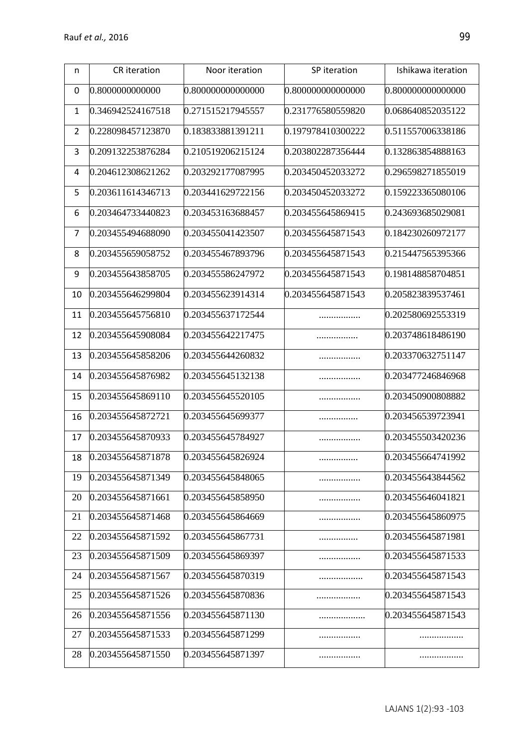| n | CR iteration | Noor iteration | SP iteration | Ishikawa iteration |
|---|---|---|---|---|
| 0 | 0.8000000000000 | 0.800000000000000 | 0.800000000000000 | 0.800000000000000 |
| 1 | 0.346942524167518 | 0.271515217945557 | 0.231776580559820 | 0.068640852035122 |
| 2 | 0.228098457123870 | 0.183833881391211 | 0.197978410300222 | 0.511557006338186 |
| 3 | 0.209132253876284 | 0.210519206215124 | 0.203802287356444 | 0.132863854888163 |
| 4 | 0.204612308621262 | 0.203292177087995 | 0.203450452033272 | 0.296598271855019 |
| 5 | 0.203611614346713 | 0.203441629722156 | 0.203450452033272 | 0.159223365080106 |
| 6 | 0.203464733440823 | 0.203453163688457 | 0.203455645869415 | 0.243693685029081 |
| 7 | 0.203455494688090 | 0.203455041423507 | 0.203455645871543 | 0.184230260972177 |
| 8 | 0.203455659058752 | 0.203455467893796 | 0.203455645871543 | 0.215447565395366 |
| 9 | 0.203455643858705 | 0.203455586247972 | 0.203455645871543 | 0.198148858704851 |
| 10 | 0.203455646299804 | 0.203455623914314 | 0.203455645871543 | 0.205823839537461 |
| 11 | 0.203455645756810 | 0.203455637172544 | ................. | 0.202580692553319 |
| 12 | 0.203455645908084 | 0.203455642217475 | ................. | 0.203748618486190 |
| 13 | 0.203455645858206 | 0.203455644260832 | ................. | 0.203370632751147 |
| 14 | 0.203455645876982 | 0.203455645132138 | ................. | 0.203477246846968 |
| 15 | 0.203455645869110 | 0.203455645520105 | ................. | 0.203450900808882 |
| 16 | 0.203455645872721 | 0.203455645699377 | ................ | 0.203456539723941 |
| 17 | 0.203455645870933 | 0.203455645784927 | ................. | 0.203455503420236 |
| 18 | 0.203455645871878 | 0.203455645826924 | ................ | 0.203455664741992 |
| 19 | 0.203455645871349 | 0.203455645848065 | ................. | 0.203455643844562 |
| 20 | 0.203455645871661 | 0.203455645858950 | ................. | 0.203455646041821 |
| 21 | 0.203455645871468 | 0.203455645864669 | ................. | 0.203455645860975 |
| 22 | 0.203455645871592 | 0.203455645867731 | ................ | 0.203455645871981 |
| 23 | 0.203455645871509 | 0.203455645869397 | ................. | 0.203455645871533 |
| 24 | 0.203455645871567 | 0.203455645870319 | .................. | 0.203455645871543 |
| 25 | 0.203455645871526 | 0.203455645870836 | .................. | 0.203455645871543 |
| 26 | 0.203455645871556 | 0.203455645871130 | ................... | 0.203455645871543 |
| 27 | 0.203455645871533 | 0.203455645871299 | ................. | .................. |
| 28 | 0.203455645871550 | 0.203455645871397 | ................. | .................. |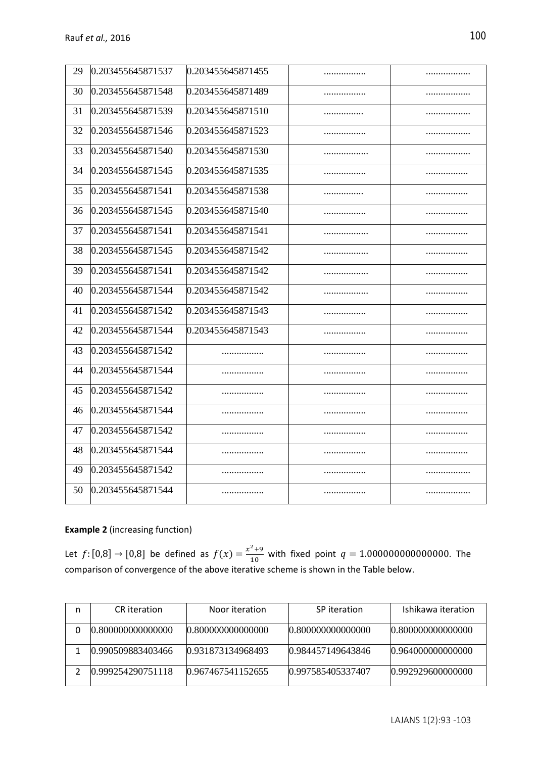| 29 | 0.203455645871537 | 0.203455645871455 | ................ | ................ |
|---|---|---|---|---|
| 30 | 0.203455645871548 | 0.203455645871489 | ................ | ................ |
| 31 | 0.203455645871539 | 0.203455645871510 | ................ | ................ |
| 32 | 0.203455645871546 | 0.203455645871523 | ................ | ................ |
| 33 | 0.203455645871540 | 0.203455645871530 | ................ | ................ |
| 34 | 0.203455645871545 | 0.203455645871535 | ................ | ................ |
| 35 | 0.203455645871541 | 0.203455645871538 | ................ | ................ |
| 36 | 0.203455645871545 | 0.203455645871540 | ................ | ................ |
| 37 | 0.203455645871541 | 0.203455645871541 | ................ | ................ |
| 38 | 0.203455645871545 | 0.203455645871542 | ................ | ................ |
| 39 | 0.203455645871541 | 0.203455645871542 | ................ | ................ |
| 40 | 0.203455645871544 | 0.203455645871542 | ................ | ................ |
| 41 | 0.203455645871542 | 0.203455645871543 | ................ | ................ |
| 42 | 0.203455645871544 | 0.203455645871543 | ................ | ................ |
| 43 | 0.203455645871542 | ................ | ................ | ................ |
| 44 | 0.203455645871544 | ................ | ................ | ................ |
| 45 | 0.203455645871542 | ................ | ................ | ................ |
| 46 | 0.203455645871544 | ................ | ................ | ................ |
| 47 | 0.203455645871542 | ................ | ................ | ................ |
| 48 | 0.203455645871544 | ................ | ................ | ................ |
| 49 | 0.203455645871542 | ................ | ................ | ................ |
| 50 | 0.203455645871544 | ................ | ................ | ................ |

**Example 2** (increasing function)

Let $f:[0,8] \to [0,8]$ be defined as $f(x) = \frac{x^2+9}{10}$ with fixed point $q = 1.000000000000000$. The comparison of convergence of the above iterative scheme is shown in the Table below.

| n | CR iteration | Noor iteration | SP iteration | Ishikawa iteration |
|---|---|---|---|---|
| 0 | 0.800000000000000 | 0.800000000000000 | 0.800000000000000 | 0.800000000000000 |
| 1 | 0.990509883403466 | 0.931873134968493 | 0.984457149643846 | 0.964000000000000 |
| 2 | 0.999254290751118 | 0.967467541152655 | 0.997585405337407 | 0.992929600000000 |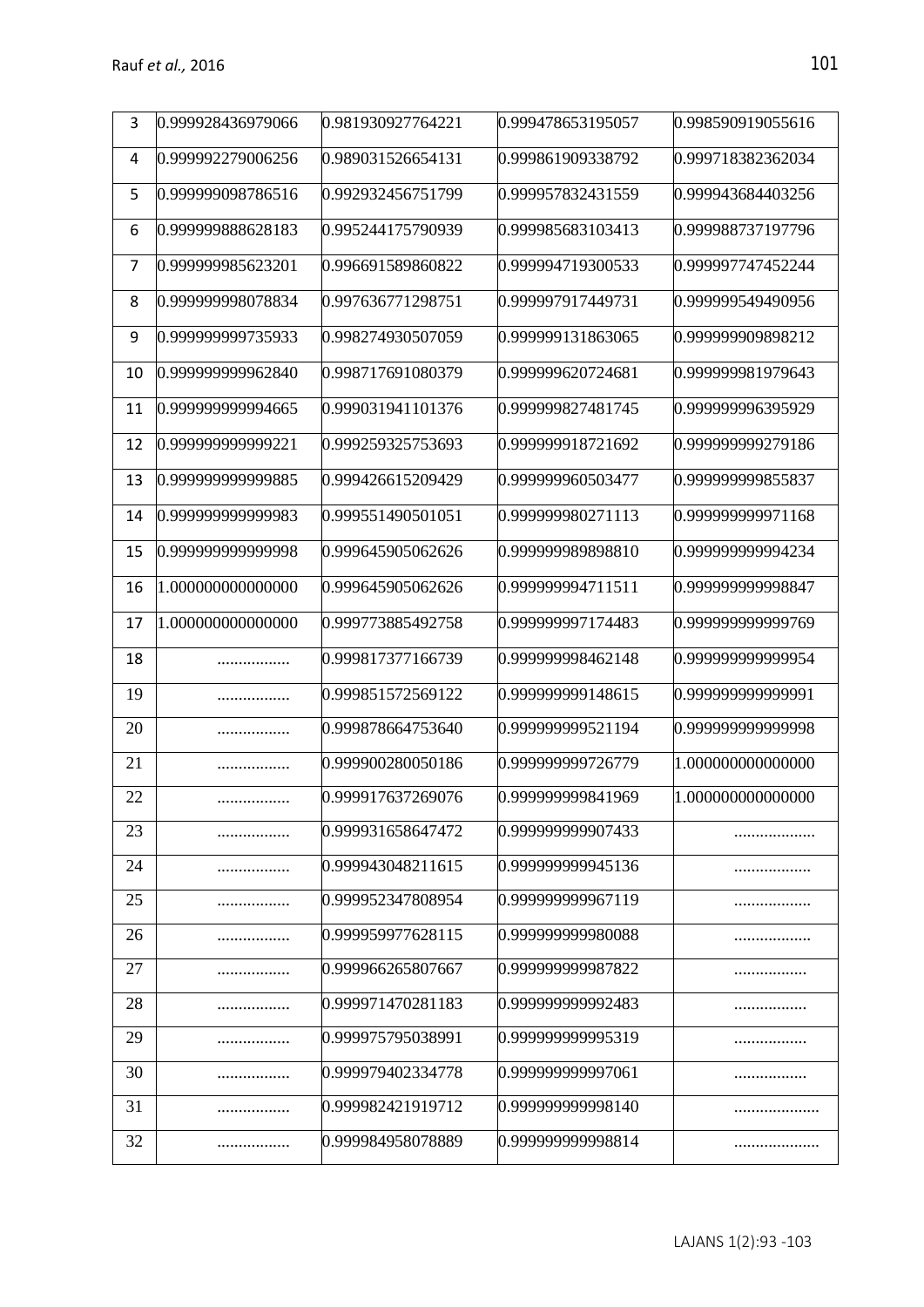| 3 | 0.999928436979066 | 0.981930927764221 | 0.999478653195057 | 0.998590919055616 |
|---|---|---|---|---|
| 4 | 0.999992279006256 | 0.989031526654131 | 0.999861909338792 | 0.999718382362034 |
| 5 | 0.999999098786516 | 0.992932456751799 | 0.999957832431559 | 0.999943684403256 |
| 6 | 0.999999888628183 | 0.995244175790939 | 0.999985683103413 | 0.999988737197796 |
| 7 | 0.999999985623201 | 0.996691589860822 | 0.999994719300533 | 0.999997747452244 |
| 8 | 0.999999998078834 | 0.997636771298751 | 0.999997917449731 | 0.999999549490956 |
| 9 | 0.999999999735933 | 0.998274930507059 | 0.999999131863065 | 0.999999909898212 |
| 10 | 0.999999999962840 | 0.998717691080379 | 0.999999620724681 | 0.999999981979643 |
| 11 | 0.999999999994665 | 0.999031941101376 | 0.999999827481745 | 0.999999996395929 |
| 12 | 0.999999999999221 | 0.999259325753693 | 0.999999918721692 | 0.999999999279186 |
| 13 | 0.999999999999885 | 0.999426615209429 | 0.999999960503477 | 0.999999999855837 |
| 14 | 0.999999999999983 | 0.999551490501051 | 0.999999980271113 | 0.999999999971168 |
| 15 | 0.999999999999998 | 0.999645905062626 | 0.999999989898810 | 0.999999999994234 |
| 16 | 1.000000000000000 | 0.999645905062626 | 0.999999994711511 | 0.999999999998847 |
| 17 | 1.000000000000000 | 0.999773885492758 | 0.999999997174483 | 0.999999999999769 |
| 18 | ................. | 0.999817377166739 | 0.999999998462148 | 0.999999999999954 |
| 19 | ................. | 0.999851572569122 | 0.999999999148615 | 0.999999999999991 |
| 20 | ................. | 0.999878664753640 | 0.999999999521194 | 0.999999999999998 |
| 21 | ................. | 0.999900280050186 | 0.999999999726779 | 1.000000000000000 |
| 22 | ................. | 0.999917637269076 | 0.999999999841969 | 1.000000000000000 |
| 23 | ................. | 0.999931658647472 | 0.999999999907433 | ................... |
| 24 | ................. | 0.999943048211615 | 0.999999999945136 | .................. |
| 25 | ................. | 0.999952347808954 | 0.999999999967119 | .................. |
| 26 | ................. | 0.999959977628115 | 0.999999999980088 | .................. |
| 27 | ................. | 0.999966265807667 | 0.999999999987822 | ................. |
| 28 | ................. | 0.999971470281183 | 0.999999999992483 | ................. |
| 29 | ................. | 0.999975795038991 | 0.999999999995319 | ................. |
| 30 | ................. | 0.999979402334778 | 0.999999999997061 | ................. |
| 31 | ................. | 0.999982421919712 | 0.999999999998140 | .................... |
| 32 | ................. | 0.999984958078889 | 0.999999999998814 | .................... |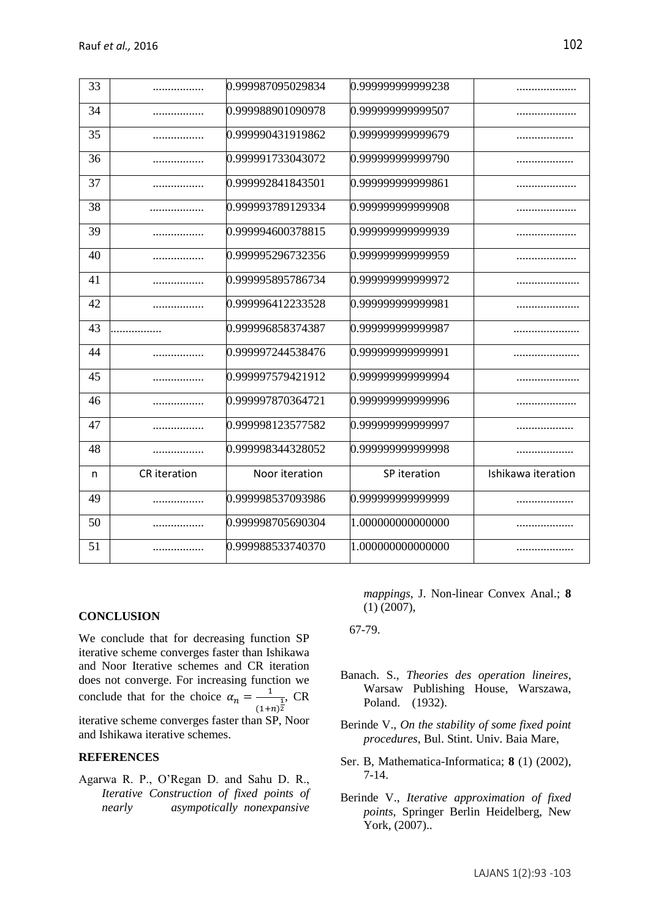| 33 | ................. | 0.999987095029834 | 0.999999999999238 | .................... |
|---|---|---|---|---|
| 34 | ................. | 0.999988901090978 | 0.999999999999507 | .................... |
| 35 | ................. | 0.999990431919862 | 0.999999999999679 | ................... |
| 36 | ................. | 0.999991733043072 | 0.999999999999790 | ................... |
| 37 | ................. | 0.999992841843501 | 0.999999999999861 | .................... |
| 38 | .................. | 0.999993789129334 | 0.999999999999908 | .................... |
| 39 | ................. | 0.999994600378815 | 0.999999999999939 | .................... |
| 40 | ................. | 0.999995296732356 | 0.999999999999959 | .................... |
| 41 | ................. | 0.999995895786734 | 0.999999999999972 | ..................... |
| 42 | ................. | 0.999996412233528 | 0.999999999999981 | ..................... |
| 43 | ................. | 0.999996858374387 | 0.999999999999987 | ...................... |
| 44 | ................. | 0.999997244538476 | 0.999999999999991 | ...................... |
| 45 | ................. | 0.999997579421912 | 0.999999999999994 | ..................... |
| 46 | ................. | 0.999997870364721 | 0.999999999999996 | .................... |
| 47 | ................. | 0.999998123577582 | 0.999999999999997 | ................... |
| 48 | ................. | 0.999998344328052 | 0.999999999999998 | ................... |
| n | CR iteration | Noor iteration | SP iteration | Ishikawa iteration |
| 49 | ................. | 0.999998537093986 | 0.999999999999999 | ................... |
| 50 | ................. | 0.999998705690304 | 1.000000000000000 | ................... |
| 51 | ................. | 0.999988533740370 | 1.000000000000000 | ................... |

## CONCLUSION

We conclude that for decreasing function SP iterative scheme converges faster than Ishikawa and Noor Iterative schemes and CR iteration does not converge. For increasing function we conclude that for the choice $\alpha_n = \frac{1}{(1+n)^{\frac{1}{2}}}$, CR iterative scheme converges faster than SP, Noor and Ishikawa iterative schemes.

## REFERENCES

Agarwa R. P., O'Regan D. and Sahu D. R., *Iterative Construction of fixed points of nearly asympotically nonexpansive mappings*, J. Non-linear Convex Anal.; **8** (1) (2007),

67-79.

Banach. S., *Theories des operation lineires*, Warsaw Publishing House, Warszawa, Poland. (1932).

Berinde V., *On the stability of some fixed point procedures*, Bul. Stint. Univ. Baia Mare,

Ser. B, Mathematica-Informatica; **8** (1) (2002), 7-14.

Berinde V., *Iterative approximation of fixed points*, Springer Berlin Heidelberg, New York, (2007)..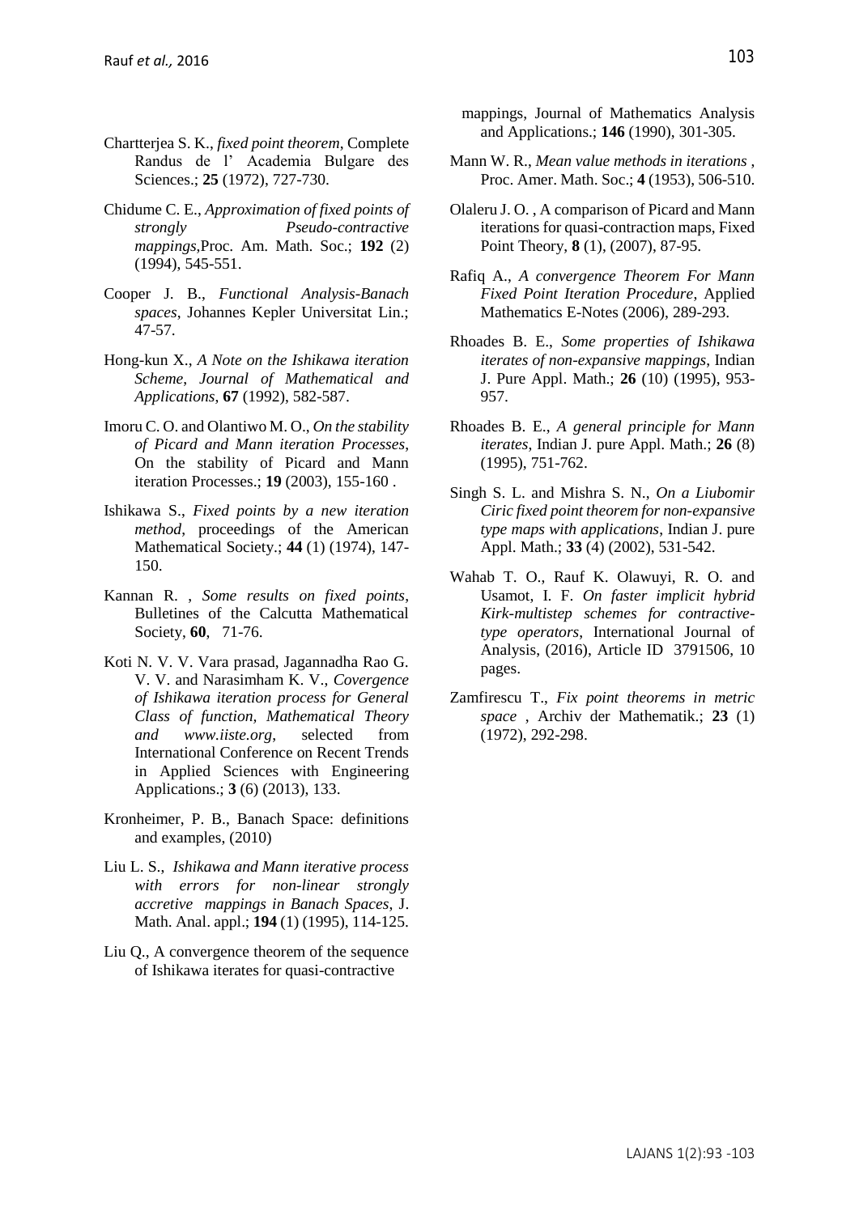Chartterjea S. K., *fixed point theorem*, Complete Randus de l' Academia Bulgare des Sciences.; **25** (1972), 727-730.

Chidume C. E., *Approximation of fixed points of strongly Pseudo-contractive mappings*, Proc. Am. Math. Soc.; **192** (2) (1994), 545-551.

Cooper J. B., *Functional Analysis-Banach spaces*, Johannes Kepler Universitat Lin.; 47-57.

Hong-kun X., *A Note on the Ishikawa iteration Scheme, Journal of Mathematical and Applications*, **67** (1992), 582-587.

Imoru C. O. and Olantiwo M. O., *On the stability of Picard and Mann iteration Processes*, On the stability of Picard and Mann iteration Processes.; **19** (2003), 155-160 .

Ishikawa S., *Fixed points by a new iteration method*, proceedings of the American Mathematical Society.; **44** (1) (1974), 147-150.

Kannan R. , *Some results on fixed points*, Bulletines of the Calcutta Mathematical Society, **60**, 71-76.

Koti N. V. V. Vara prasad, Jagannadha Rao G. V. V. and Narasimham K. V., *Covergence of Ishikawa iteration process for General Class of function, Mathematical Theory and www.iiste.org*, selected from International Conference on Recent Trends in Applied Sciences with Engineering Applications.; **3** (6) (2013), 133.

Kronheimer, P. B., Banach Space: definitions and examples, (2010)

Liu L. S., *Ishikawa and Mann iterative process with errors for non-linear strongly accretive mappings in Banach Spaces*, J. Math. Anal. appl.; **194** (1) (1995), 114-125.

Liu Q., A convergence theorem of the sequence of Ishikawa iterates for quasi-contractive mappings, Journal of Mathematics Analysis and Applications.; **146** (1990), 301-305.

Mann W. R., *Mean value methods in iterations* , Proc. Amer. Math. Soc.; **4** (1953), 506-510.

Olaleru J. O. , A comparison of Picard and Mann iterations for quasi-contraction maps, Fixed Point Theory, **8** (1), (2007), 87-95.

Rafiq A., *A convergence Theorem For Mann Fixed Point Iteration Procedure*, Applied Mathematics E-Notes (2006), 289-293.

Rhoades B. E., *Some properties of Ishikawa iterates of non-expansive mappings*, Indian J. Pure Appl. Math.; **26** (10) (1995), 953-957.

Rhoades B. E., *A general principle for Mann iterates*, Indian J. pure Appl. Math.; **26** (8) (1995), 751-762.

Singh S. L. and Mishra S. N., *On a Liubomir Ciric fixed point theorem for non-expansive type maps with applications*, Indian J. pure Appl. Math.; **33** (4) (2002), 531-542.

Wahab T. O., Rauf K. Olawuyi, R. O. and Usamot, I. F. *On faster implicit hybrid Kirk-multistep schemes for contractive-type operators*, International Journal of Analysis, (2016), Article ID 3791506, 10 pages.

Zamfirescu T., *Fix point theorems in metric space* , Archiv der Mathematik.; **23** (1) (1972), 292-298.